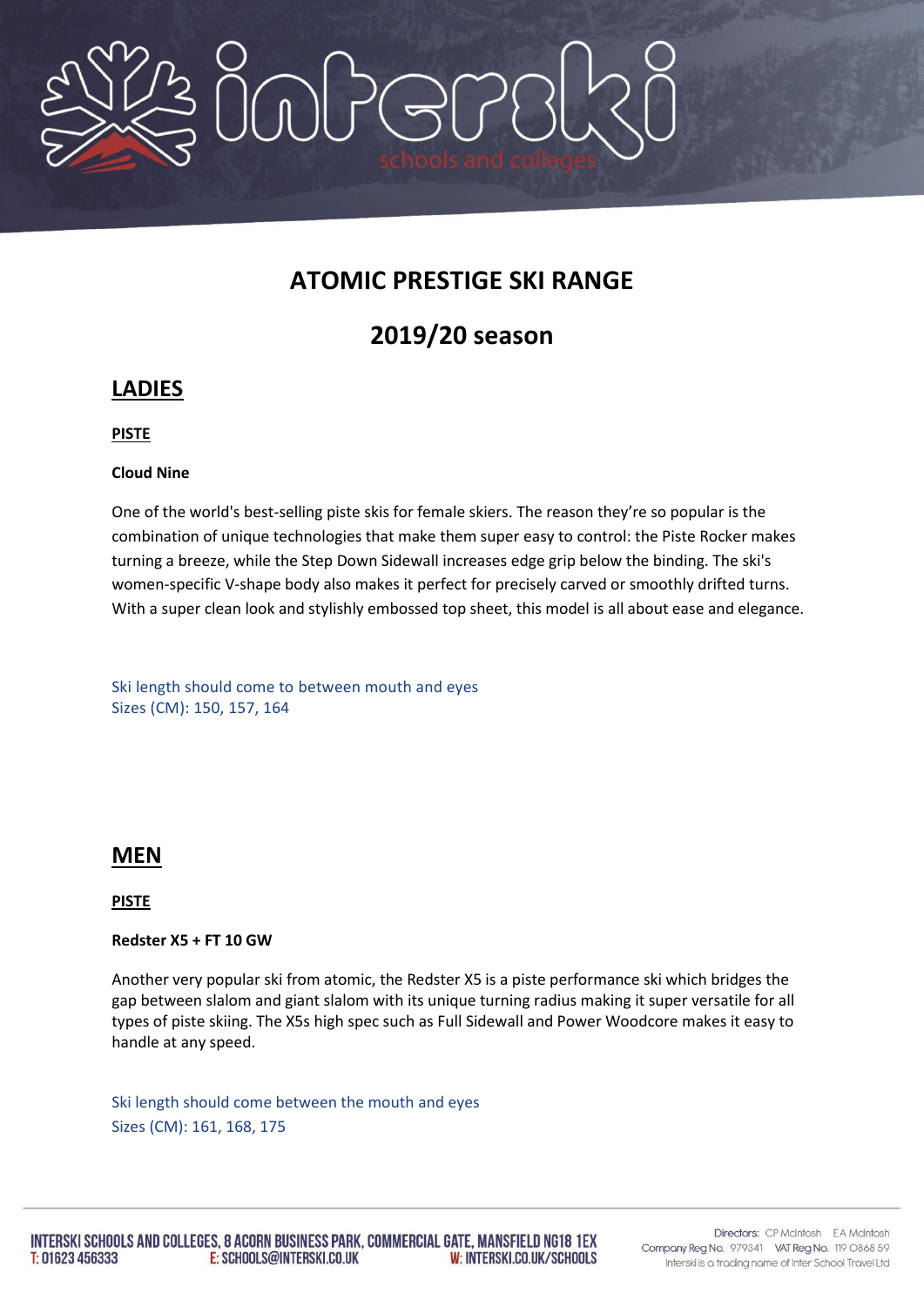# ATOMIC PRESTIGE SKI RANGE

# 2019/20 season

## LADIES

### PISTE

**Cloud Nine**

One of the world's best-selling piste skis for female skiers. The reason they're so popular is the combination of unique technologies that make them super easy to control: the Piste Rocker makes turning a breeze, while the Step Down Sidewall increases edge grip below the binding. The ski's women-specific V-shape body also makes it perfect for precisely carved or smoothly drifted turns. With a super clean look and stylishly embossed top sheet, this model is all about ease and elegance.

Ski length should come to between mouth and eyes
Sizes (CM): 150, 157, 164

## MEN

### PISTE

**Redster X5 + FT 10 GW**

Another very popular ski from atomic, the Redster X5 is a piste performance ski which bridges the gap between slalom and giant slalom with its unique turning radius making it super versatile for all types of piste skiing. The X5s high spec such as Full Sidewall and Power Woodcore makes it easy to handle at any speed.

Ski length should come between the mouth and eyes
Sizes (CM): 161, 168, 175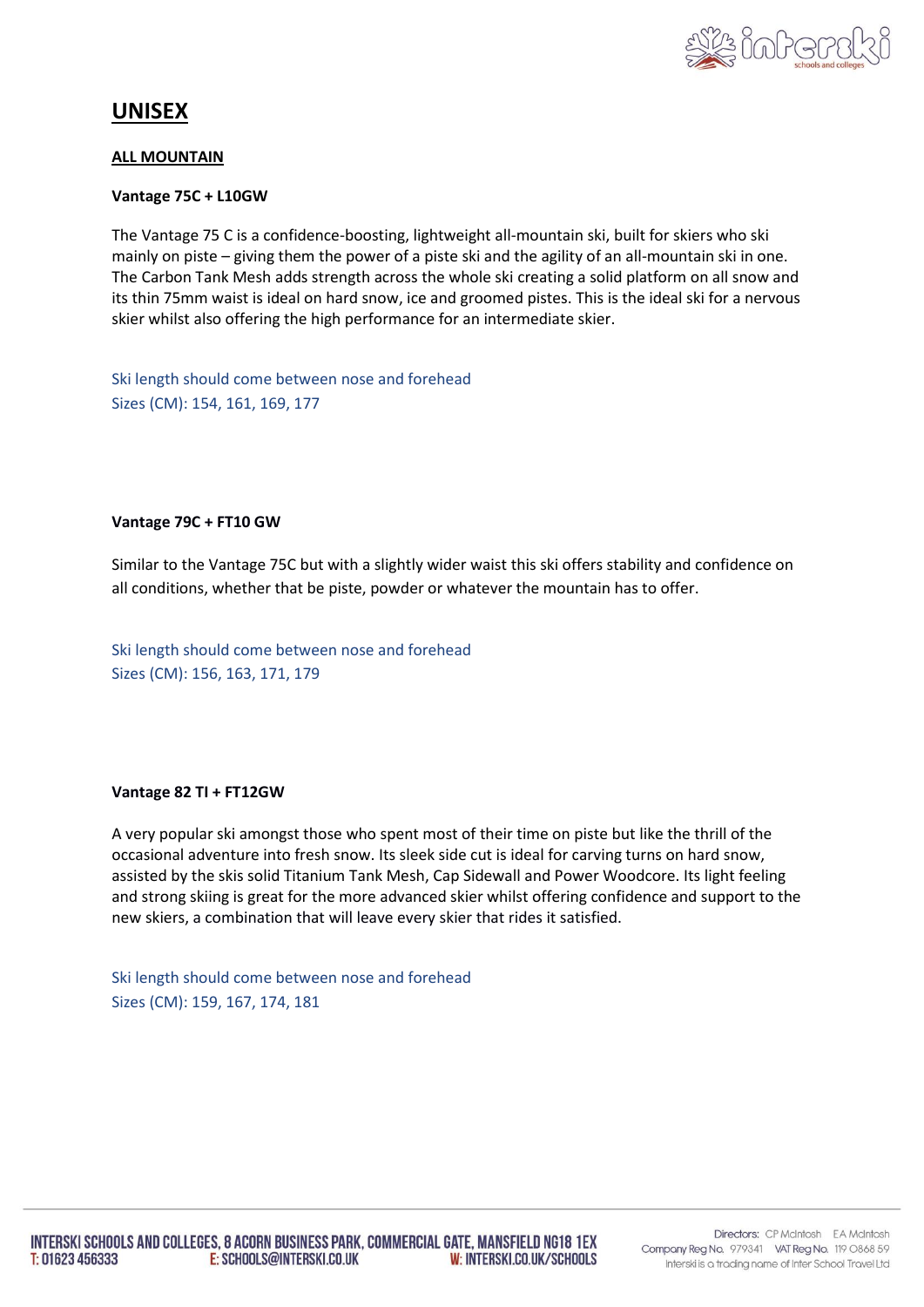# UNISEX

## ALL MOUNTAIN

### Vantage 75C + L10GW

The Vantage 75 C is a confidence-boosting, lightweight all-mountain ski, built for skiers who ski mainly on piste – giving them the power of a piste ski and the agility of an all-mountain ski in one. The Carbon Tank Mesh adds strength across the whole ski creating a solid platform on all snow and its thin 75mm waist is ideal on hard snow, ice and groomed pistes. This is the ideal ski for a nervous skier whilst also offering the high performance for an intermediate skier.

Ski length should come between nose and forehead
Sizes (CM): 154, 161, 169, 177

### Vantage 79C + FT10 GW

Similar to the Vantage 75C but with a slightly wider waist this ski offers stability and confidence on all conditions, whether that be piste, powder or whatever the mountain has to offer.

Ski length should come between nose and forehead
Sizes (CM): 156, 163, 171, 179

### Vantage 82 TI + FT12GW

A very popular ski amongst those who spent most of their time on piste but like the thrill of the occasional adventure into fresh snow. Its sleek side cut is ideal for carving turns on hard snow, assisted by the skis solid Titanium Tank Mesh, Cap Sidewall and Power Woodcore. Its light feeling and strong skiing is great for the more advanced skier whilst offering confidence and support to the new skiers, a combination that will leave every skier that rides it satisfied.

Ski length should come between nose and forehead
Sizes (CM): 159, 167, 174, 181